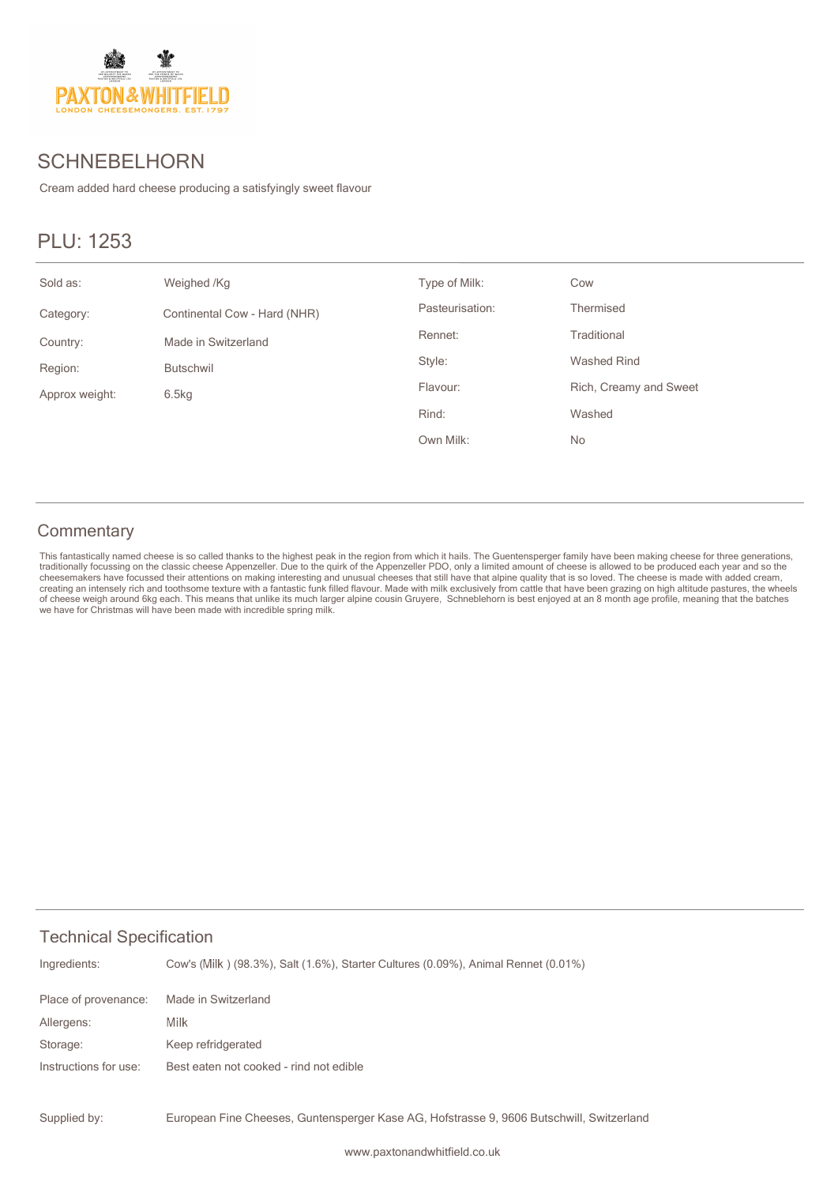PAXTON & WHITFIELD
LONDON CHEESEMONGERS. EST. 1797

# SCHNEBELHORN

Cream added hard cheese producing a satisfyingly sweet flavour

## PLU: 1253

| | | | |
|---|---|---|---|
| Sold as: | Weighed /Kg | Type of Milk: | Cow |
| Category: | Continental Cow - Hard (NHR) | Pasteurisation: | Thermised |
| Country: | Made in Switzerland | Rennet: | Traditional |
| Region: | Butschwil | Style: | Washed Rind |
| Approx weight: | 6.5kg | Flavour: | Rich, Creamy and Sweet |
| | | Rind: | Washed |
| | | Own Milk: | No |

## Commentary

This fantastically named cheese is so called thanks to the highest peak in the region from which it hails. The Guentensperger family have been making cheese for three generations, traditionally focussing on the classic cheese Appenzeller. Due to the quirk of the Appenzeller PDO, only a limited amount of cheese is allowed to be produced each year and so the cheesemakers have focussed their attentions on making interesting and unusual cheeses that still have that alpine quality that is so loved. The cheese is made with added cream, creating an intensely rich and toothsome texture with a fantastic funk filled flavour. Made with milk exclusively from cattle that have been grazing on high altitude pastures, the wheels of cheese weigh around 6kg each. This means that unlike its much larger alpine cousin Gruyere, Schneblehorn is best enjoyed at an 8 month age profile, meaning that the batches we have for Christmas will have been made with incredible spring milk.

## Technical Specification

| | |
|---|---|
| Ingredients: | Cow's (Milk ) (98.3%), Salt (1.6%), Starter Cultures (0.09%), Animal Rennet (0.01%) |
| Place of provenance: | Made in Switzerland |
| Allergens: | Milk |
| Storage: | Keep refridgerated |
| Instructions for use: | Best eaten not cooked - rind not edible |
| Supplied by: | European Fine Cheeses, Guntensperger Kase AG, Hofstrasse 9, 9606 Butschwill, Switzerland |

www.paxtonandwhitfield.co.uk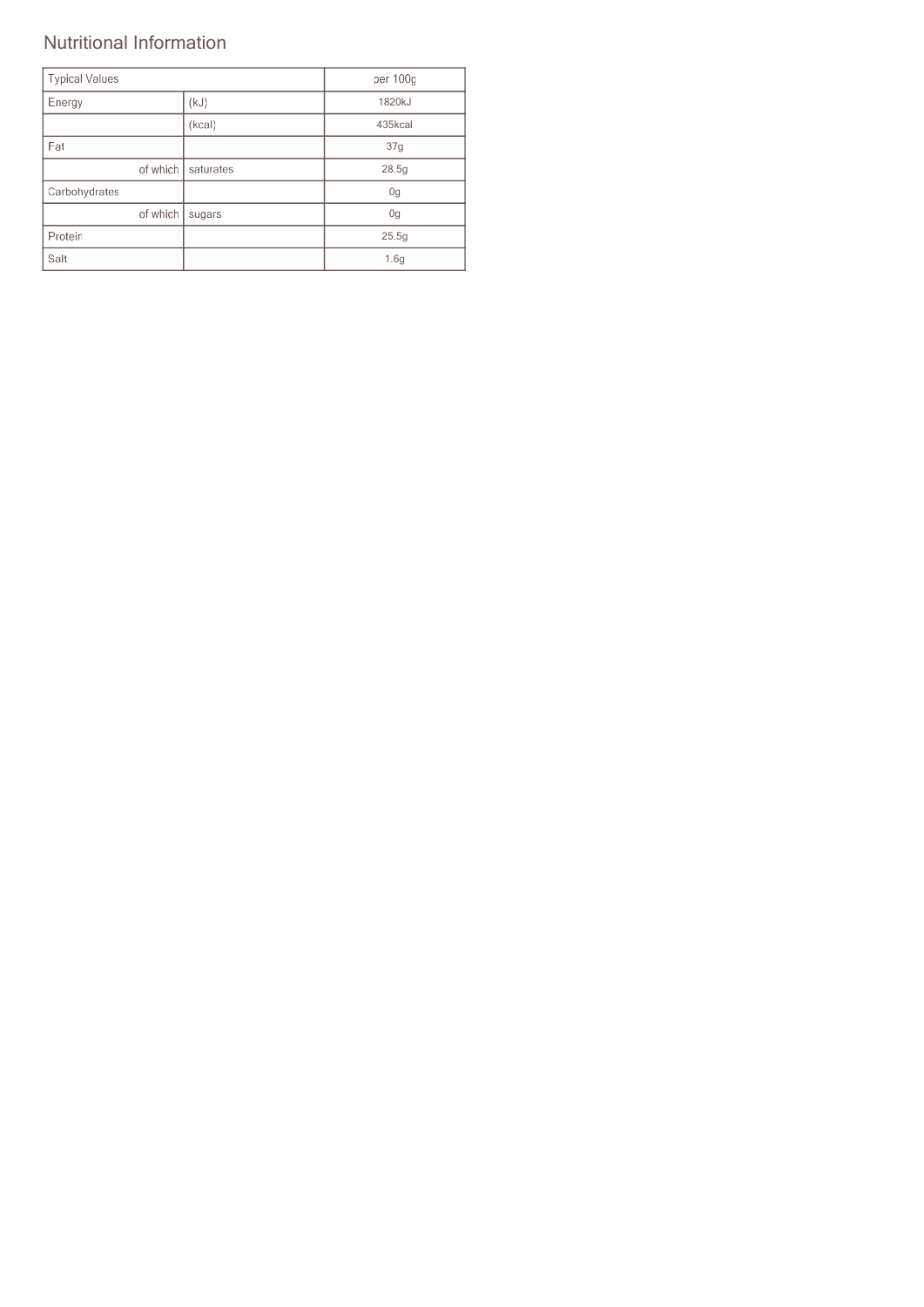## Nutritional Information

| Typical Values | | per 100g |
|---|---|---|
| Energy | (kJ) | 1820kJ |
| | (kcal) | 435kcal |
| Fat | | 37g |
| of which | saturates | 28.5g |
| Carbohydrates | | 0g |
| of which | sugars | 0g |
| Protein | | 25.5g |
| Salt | | 1.6g |